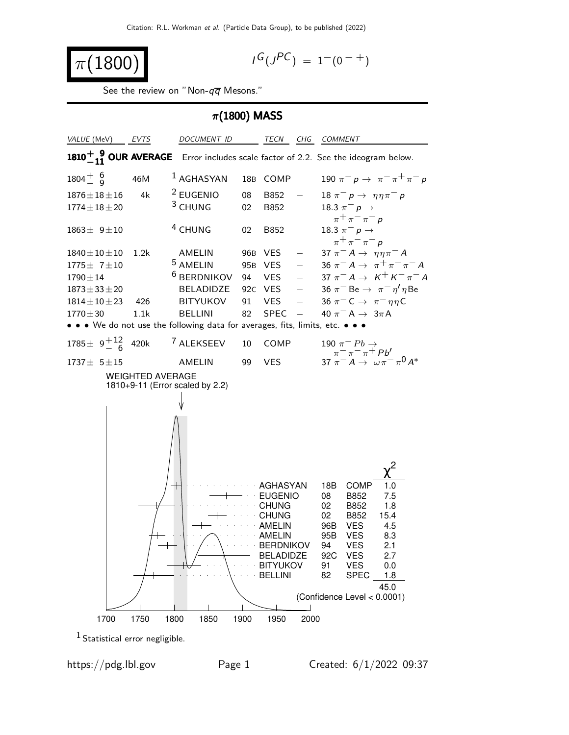# $\pi(1800)$

$I^G(J^{PC}) = 1^-(0^{-+})$

See the review on "Non-$q\overline{q}$ Mesons."

## $\pi(1800)$ MASS

| VALUE (MeV) | EVTS | DOCUMENT ID | | TECN | CHG | COMMENT |
|---|---|---|---|---|---|---|
| $\mathbf{1810^{+\ 9}_{-11}}$ **OUR AVERAGE** | | Error includes scale factor of 2.2. See the ideogram below. | | | | |
| $1804^{+\ 6}_{-\ 9}$ | 46M | [1] AGHASYAN | 18B | COMP | | $190\ \pi^- p \rightarrow \pi^-\pi^+\pi^- p$ |
| $1876\pm18\pm16$ | 4k | [2] EUGENIO | 08 | B852 | $-$ | $18\ \pi^- p \rightarrow \eta\eta\pi^- p$ |
| $1774\pm18\pm20$ | | [3] CHUNG | 02 | B852 | | $18.3\ \pi^- p \rightarrow \pi^+\pi^-\pi^- p$ |
| $1863\pm\ 9\pm10$ | | [4] CHUNG | 02 | B852 | | $18.3\ \pi^- p \rightarrow \pi^+\pi^-\pi^- p$ |
| $1840\pm10\pm10$ | 1.2k | AMELIN | 96B | VES | $-$ | $37\ \pi^- A \rightarrow \eta\eta\pi^- A$ |
| $1775\pm\ 7\pm10$ | | [5] AMELIN | 95B | VES | $-$ | $36\ \pi^- A \rightarrow \pi^+\pi^-\pi^- A$ |
| $1790\pm14$ | | [6] BERDNIKOV | 94 | VES | $-$ | $37\ \pi^- A \rightarrow K^+K^-\pi^- A$ |
| $1873\pm33\pm20$ | | BELADIDZE | 92C | VES | $-$ | $36\ \pi^-\mathrm{Be} \rightarrow \pi^-\eta'\eta\mathrm{Be}$ |
| $1814\pm10\pm23$ | 426 | BITYUKOV | 91 | VES | $-$ | $36\ \pi^-\mathrm{C} \rightarrow \pi^-\eta\eta\mathrm{C}$ |
| $1770\pm30$ | 1.1k | BELLINI | 82 | SPEC | $-$ | $40\ \pi^-\mathrm{A} \rightarrow 3\pi\mathrm{A}$ |
| • • • We do not use the following data for averages, fits, limits, etc. • • • | | | | | | |
| $1785\pm\ 9^{+12}_{-\ 6}$ | 420k | [7] ALEKSEEV | 10 | COMP | | $190\ \pi^- Pb \rightarrow \pi^-\pi^-\pi^+ Pb'$ |
| $1737\pm\ 5\pm15$ | | AMELIN | 99 | VES | | $37\ \pi^- A \rightarrow \omega\pi^-\pi^0 A^*$ |

WEIGHTED AVERAGE
1810+9-11 (Error scaled by 2.2)

| | | | $\chi^2$ |
|---|---|---|---|
| AGHASYAN | 18B | COMP | 1.0 |
| EUGENIO | 08 | B852 | 7.5 |
| CHUNG | 02 | B852 | 1.8 |
| CHUNG | 02 | B852 | 15.4 |
| AMELIN | 96B | VES | 4.5 |
| AMELIN | 95B | VES | 8.3 |
| BERDNIKOV | 94 | VES | 2.1 |
| BELADIDZE | 92C | VES | 2.7 |
| BITYUKOV | 91 | VES | 0.0 |
| BELLINI | 82 | SPEC | 1.8 |
| | | | 45.0 |

(Confidence Level < 0.0001)

[1] Statistical error negligible.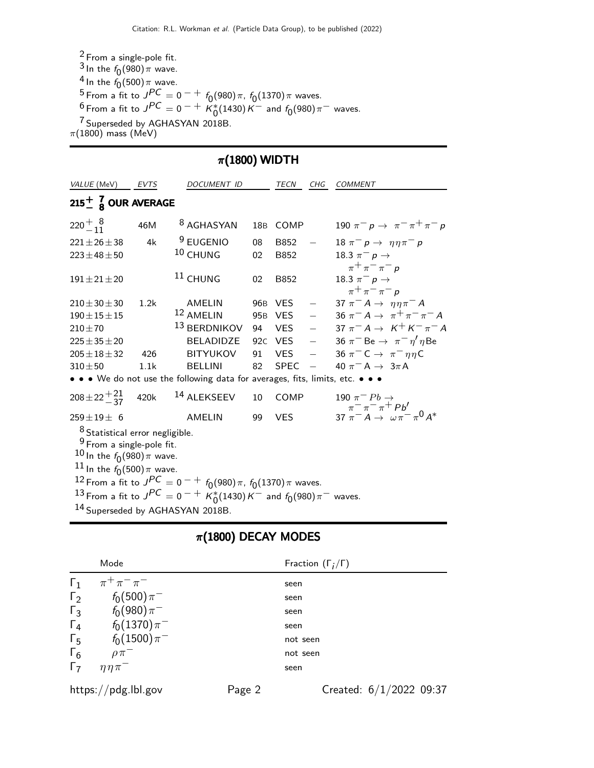[2] From a single-pole fit.
[3] In the $f_0(980)\pi$ wave.
[4] In the $f_0(500)\pi$ wave.
[5] From a fit to $J^{PC} = 0^{-+}$ $f_0(980)\pi$, $f_0(1370)\pi$ waves.
[6] From a fit to $J^{PC} = 0^{-+}$ $K_0^*(1430)K^-$ and $f_0(980)\pi^-$ waves.
[7] Superseded by AGHASYAN 2018B.

$\pi(1800)$ mass (MeV)

## $\pi(1800)$ WIDTH

| VALUE (MeV) | EVTS | DOCUMENT ID | | TECN | CHG | COMMENT |
|---|---|---|---|---|---|---|
| **$215^{+7}_{-8}$ OUR AVERAGE** | | | | | | |
| $220^{+8}_{-11}$ | 46M | [8] AGHASYAN | 18B | COMP | | 190 $\pi^- p \to \pi^-\pi^+\pi^- p$ |
| $221\pm26\pm38$ | 4k | [9] EUGENIO | 08 | B852 | $-$ | 18 $\pi^- p \to \eta\eta\pi^- p$ |
| $223\pm48\pm50$ | | [10] CHUNG | 02 | B852 | | 18.3 $\pi^- p \to \pi^+\pi^-\pi^- p$ |
| $191\pm21\pm20$ | | [11] CHUNG | 02 | B852 | | 18.3 $\pi^- p \to \pi^+\pi^-\pi^- p$ |
| $210\pm30\pm30$ | 1.2k | AMELIN | 96B | VES | $-$ | 37 $\pi^- A \to \eta\eta\pi^- A$ |
| $190\pm15\pm15$ | | [12] AMELIN | 95B | VES | $-$ | 36 $\pi^- A \to \pi^+\pi^-\pi^- A$ |
| $210\pm70$ | | [13] BERDNIKOV | 94 | VES | $-$ | 37 $\pi^- A \to K^+K^-\pi^- A$ |
| $225\pm35\pm20$ | | BELADIDZE | 92C | VES | $-$ | 36 $\pi^-\text{Be} \to \pi^-\eta'\eta\text{Be}$ |
| $205\pm18\pm32$ | 426 | BITYUKOV | 91 | VES | $-$ | 36 $\pi^- C \to \pi^-\eta\eta C$ |
| $310\pm50$ | 1.1k | BELLINI | 82 | SPEC | $-$ | 40 $\pi^- A \to 3\pi A$ |
| • • • We do not use the following data for averages, fits, limits, etc. • • • | | | | | | |
| $208\pm22^{+21}_{-37}$ | 420k | [14] ALEKSEEV | 10 | COMP | | 190 $\pi^- Pb \to \pi^-\pi^-\pi^+ Pb'$ |
| $259\pm19\pm\ 6$ | | AMELIN | 99 | VES | | 37 $\pi^- A \to \omega\pi^-\pi^0 A^*$ |

[8] Statistical error negligible.
[9] From a single-pole fit.
[10] In the $f_0(980)\pi$ wave.
[11] In the $f_0(500)\pi$ wave.
[12] From a fit to $J^{PC} = 0^{-+}$ $f_0(980)\pi$, $f_0(1370)\pi$ waves.
[13] From a fit to $J^{PC} = 0^{-+}$ $K_0^*(1430)K^-$ and $f_0(980)\pi^-$ waves.
[14] Superseded by AGHASYAN 2018B.

## $\pi(1800)$ DECAY MODES

| | Mode | Fraction ($\Gamma_i/\Gamma$) |
|---|---|---|
| $\Gamma_1$ | $\pi^+\pi^-\pi^-$ | seen |
| $\Gamma_2$ | $f_0(500)\pi^-$ | seen |
| $\Gamma_3$ | $f_0(980)\pi^-$ | seen |
| $\Gamma_4$ | $f_0(1370)\pi^-$ | seen |
| $\Gamma_5$ | $f_0(1500)\pi^-$ | not seen |
| $\Gamma_6$ | $\rho\pi^-$ | not seen |
| $\Gamma_7$ | $\eta\eta\pi^-$ | seen |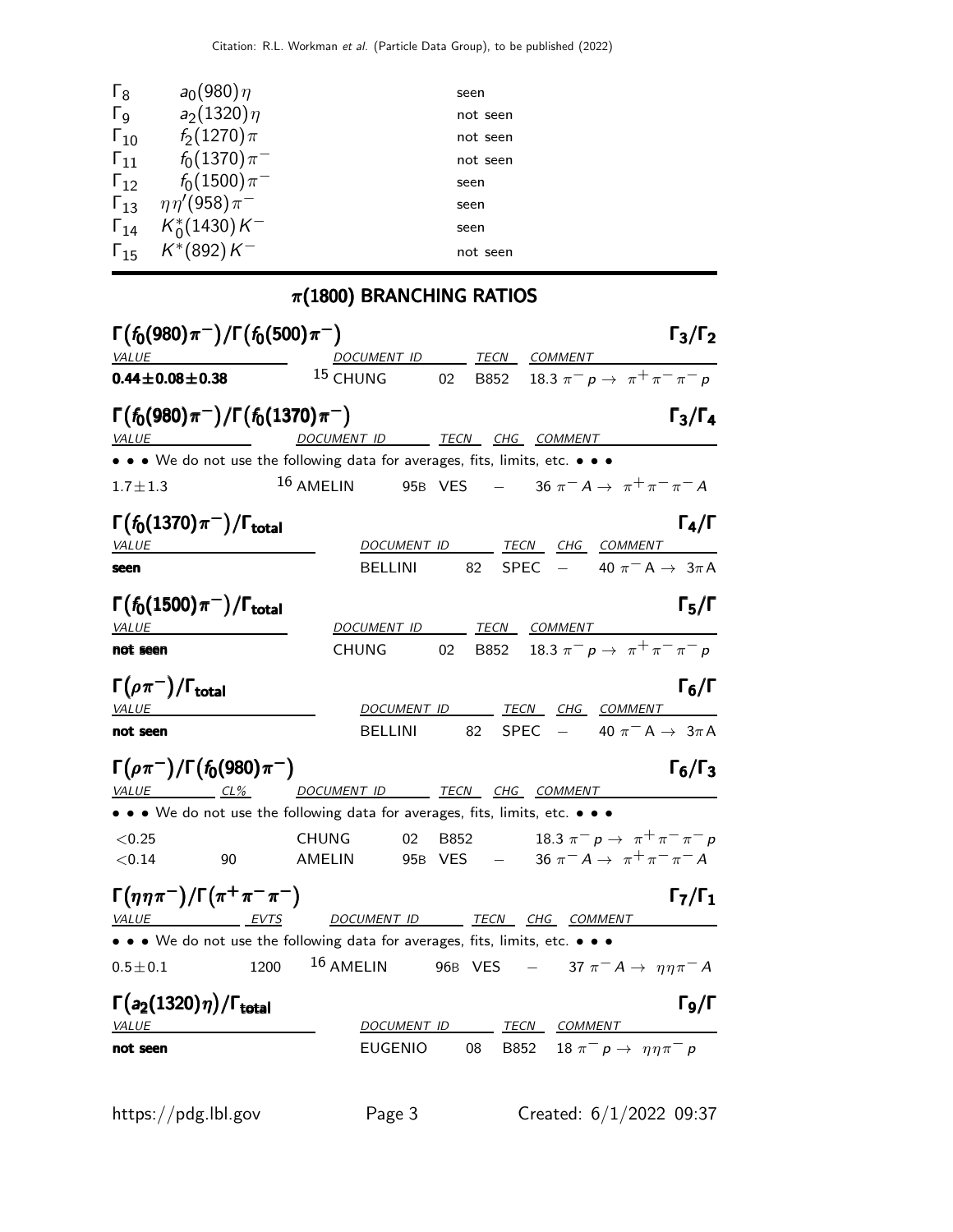| | | |
|---|---|---|
| $\Gamma_8$ | $a_0(980)\eta$ | seen |
| $\Gamma_9$ | $a_2(1320)\eta$ | not seen |
| $\Gamma_{10}$ | $f_2(1270)\pi$ | not seen |
| $\Gamma_{11}$ | $f_0(1370)\pi^-$ | not seen |
| $\Gamma_{12}$ | $f_0(1500)\pi^-$ | seen |
| $\Gamma_{13}$ | $\eta\eta'(958)\pi^-$ | seen |
| $\Gamma_{14}$ | $K_0^*(1430)K^-$ | seen |
| $\Gamma_{15}$ | $K^*(892)K^-$ | not seen |

## $\pi(1800)$ BRANCHING RATIOS

### $\Gamma(f_0(980)\pi^-)/\Gamma(f_0(500)\pi^-)$ — $\Gamma_3/\Gamma_2$

| VALUE | DOCUMENT ID | | TECN | COMMENT |
|---|---|---|---|---|
| **0.44±0.08±0.38** | [15] CHUNG | 02 | B852 | 18.3 $\pi^- p \to \pi^+\pi^-\pi^- p$ |

### $\Gamma(f_0(980)\pi^-)/\Gamma(f_0(1370)\pi^-)$ — $\Gamma_3/\Gamma_4$

| VALUE | DOCUMENT ID | | TECN | CHG | COMMENT |
|---|---|---|---|---|---|
| • • • We do not use the following data for averages, fits, limits, etc. • • • | | | | | |
| 1.7±1.3 | [16] AMELIN | 95B | VES | − | 36 $\pi^- A \to \pi^+\pi^-\pi^- A$ |

### $\Gamma(f_0(1370)\pi^-)/\Gamma_{\text{total}}$ — $\Gamma_4/\Gamma$

| VALUE | DOCUMENT ID | | TECN | CHG | COMMENT |
|---|---|---|---|---|---|
| **seen** | BELLINI | 82 | SPEC | − | 40 $\pi^-$ A $\to$ 3$\pi$A |

### $\Gamma(f_0(1500)\pi^-)/\Gamma_{\text{total}}$ — $\Gamma_5/\Gamma$

| VALUE | DOCUMENT ID | | TECN | COMMENT |
|---|---|---|---|---|
| **not seen** | CHUNG | 02 | B852 | 18.3 $\pi^- p \to \pi^+\pi^-\pi^- p$ |

### $\Gamma(\rho\pi^-)/\Gamma_{\text{total}}$ — $\Gamma_6/\Gamma$

| VALUE | DOCUMENT ID | | TECN | CHG | COMMENT |
|---|---|---|---|---|---|
| **not seen** | BELLINI | 82 | SPEC | − | 40 $\pi^-$ A $\to$ 3$\pi$A |

### $\Gamma(\rho\pi^-)/\Gamma(f_0(980)\pi^-)$ — $\Gamma_6/\Gamma_3$

| VALUE | CL% | DOCUMENT ID | | TECN | CHG | COMMENT |
|---|---|---|---|---|---|---|
| • • • We do not use the following data for averages, fits, limits, etc. • • • | | | | | | |
| <0.25 | | CHUNG | 02 | B852 | | 18.3 $\pi^- p \to \pi^+\pi^-\pi^- p$ |
| <0.14 | 90 | AMELIN | 95B | VES | − | 36 $\pi^- A \to \pi^+\pi^-\pi^- A$ |

### $\Gamma(\eta\eta\pi^-)/\Gamma(\pi^+\pi^-\pi^-)$ — $\Gamma_7/\Gamma_1$

| VALUE | EVTS | DOCUMENT ID | | TECN | CHG | COMMENT |
|---|---|---|---|---|---|---|
| • • • We do not use the following data for averages, fits, limits, etc. • • • | | | | | | |
| 0.5±0.1 | 1200 | [16] AMELIN | 96B | VES | − | 37 $\pi^- A \to \eta\eta\pi^- A$ |

### $\Gamma(a_2(1320)\eta)/\Gamma_{\text{total}}$ — $\Gamma_9/\Gamma$

| VALUE | DOCUMENT ID | | TECN | COMMENT |
|---|---|---|---|---|
| **not seen** | EUGENIO | 08 | B852 | 18 $\pi^- p \to \eta\eta\pi^- p$ |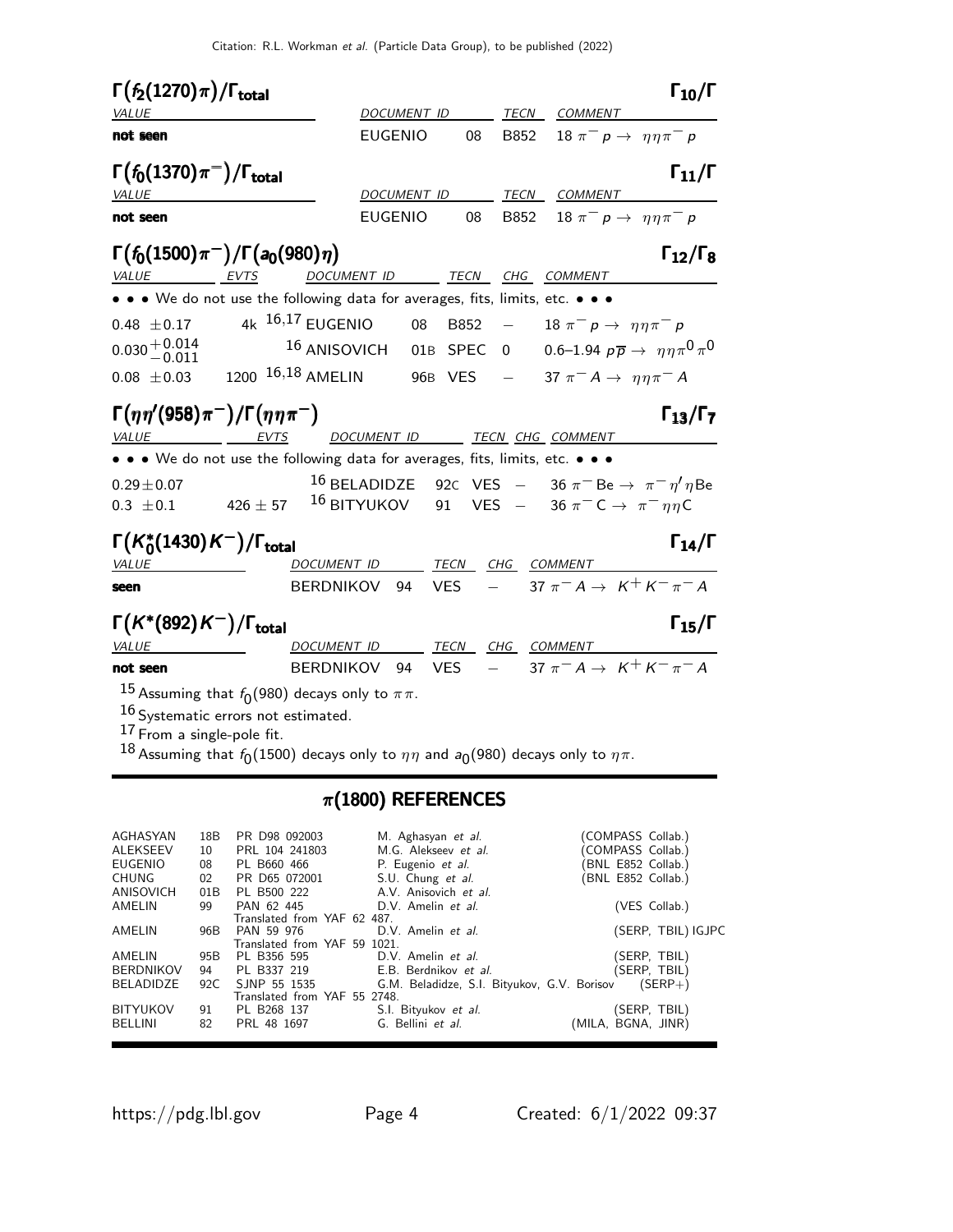### $\Gamma(f_2(1270)\pi)/\Gamma_{total}$ — $\Gamma_{10}/\Gamma$

| VALUE | DOCUMENT ID | | TECN | COMMENT |
|---|---|---|---|---|
| **not seen** | EUGENIO | 08 | B852 | $18\ \pi^- p \to \eta\eta\pi^- p$ |

### $\Gamma(f_0(1370)\pi^-)/\Gamma_{total}$ — $\Gamma_{11}/\Gamma$

| VALUE | DOCUMENT ID | | TECN | COMMENT |
|---|---|---|---|---|
| **not seen** | EUGENIO | 08 | B852 | $18\ \pi^- p \to \eta\eta\pi^- p$ |

### $\Gamma(f_0(1500)\pi^-)/\Gamma(a_0(980)\eta)$ — $\Gamma_{12}/\Gamma_8$

| VALUE | EVTS | DOCUMENT ID | | TECN | CHG | COMMENT |
|---|---|---|---|---|---|---|
| • • • We do not use the following data for averages, fits, limits, etc. • • • | | | | | | |
| $0.48 \pm 0.17$ | 4k | [16,17] EUGENIO | 08 | B852 | $-$ | $18\ \pi^- p \to \eta\eta\pi^- p$ |
| $0.030^{+0.014}_{-0.011}$ | | [16] ANISOVICH | 01B | SPEC | 0 | 0.6–1.94 $p\overline{p} \to \eta\eta\pi^0\pi^0$ |
| $0.08 \pm 0.03$ | 1200 | [16,18] AMELIN | 96B | VES | $-$ | $37\ \pi^- A \to \eta\eta\pi^- A$ |

### $\Gamma(\eta\eta'(958)\pi^-)/\Gamma(\eta\eta\pi^-)$ — $\Gamma_{13}/\Gamma_7$

| VALUE | EVTS | DOCUMENT ID | | TECN | CHG | COMMENT |
|---|---|---|---|---|---|---|
| • • • We do not use the following data for averages, fits, limits, etc. • • • | | | | | | |
| $0.29 \pm 0.07$ | | [16] BELADIDZE | 92C | VES | $-$ | $36\ \pi^- \text{Be} \to \pi^-\eta'\eta\text{Be}$ |
| $0.3 \pm 0.1$ | $426 \pm 57$ | [16] BITYUKOV | 91 | VES | $-$ | $36\ \pi^- \text{C} \to \pi^-\eta\eta\text{C}$ |

### $\Gamma(K_0^*(1430)K^-)/\Gamma_{total}$ — $\Gamma_{14}/\Gamma$

| VALUE | DOCUMENT ID | | TECN | CHG | COMMENT |
|---|---|---|---|---|---|
| **seen** | BERDNIKOV | 94 | VES | $-$ | $37\ \pi^- A \to K^+K^-\pi^- A$ |

### $\Gamma(K^*(892)K^-)/\Gamma_{total}$ — $\Gamma_{15}/\Gamma$

| VALUE | DOCUMENT ID | | TECN | CHG | COMMENT |
|---|---|---|---|---|---|
| **not seen** | BERDNIKOV | 94 | VES | $-$ | $37\ \pi^- A \to K^+K^-\pi^- A$ |

[15] Assuming that $f_0(980)$ decays only to $\pi\pi$.
[16] Systematic errors not estimated.
[17] From a single-pole fit.
[18] Assuming that $f_0(1500)$ decays only to $\eta\eta$ and $a_0(980)$ decays only to $\eta\pi$.

## $\pi(1800)$ REFERENCES

| | | | | |
|---|---|---|---|---|
| AGHASYAN | 18B | PR D98 092003 | M. Aghasyan *et al.* | (COMPASS Collab.) |
| ALEKSEEV | 10 | PRL 104 241803 | M.G. Alekseev *et al.* | (COMPASS Collab.) |
| EUGENIO | 08 | PL B660 466 | P. Eugenio *et al.* | (BNL E852 Collab.) |
| CHUNG | 02 | PR D65 072001 | S.U. Chung *et al.* | (BNL E852 Collab.) |
| ANISOVICH | 01B | PL B500 222 | A.V. Anisovich *et al.* | |
| AMELIN | 99 | PAN 62 445 | D.V. Amelin *et al.* | (VES Collab.) |
| | | Translated from YAF 62 487. | | |
| AMELIN | 96B | PAN 59 976 | D.V. Amelin *et al.* | (SERP, TBIL) IGJPC |
| | | Translated from YAF 59 1021. | | |
| AMELIN | 95B | PL B356 595 | D.V. Amelin *et al.* | (SERP, TBIL) |
| BERDNIKOV | 94 | PL B337 219 | E.B. Berdnikov *et al.* | (SERP, TBIL) |
| BELADIDZE | 92C | SJNP 55 1535 | G.M. Beladidze, S.I. Bityukov, G.V. Borisov | (SERP+) |
| | | Translated from YAF 55 2748. | | |
| BITYUKOV | 91 | PL B268 137 | S.I. Bityukov *et al.* | (SERP, TBIL) |
| BELLINI | 82 | PRL 48 1697 | G. Bellini *et al.* | (MILA, BGNA, JINR) |